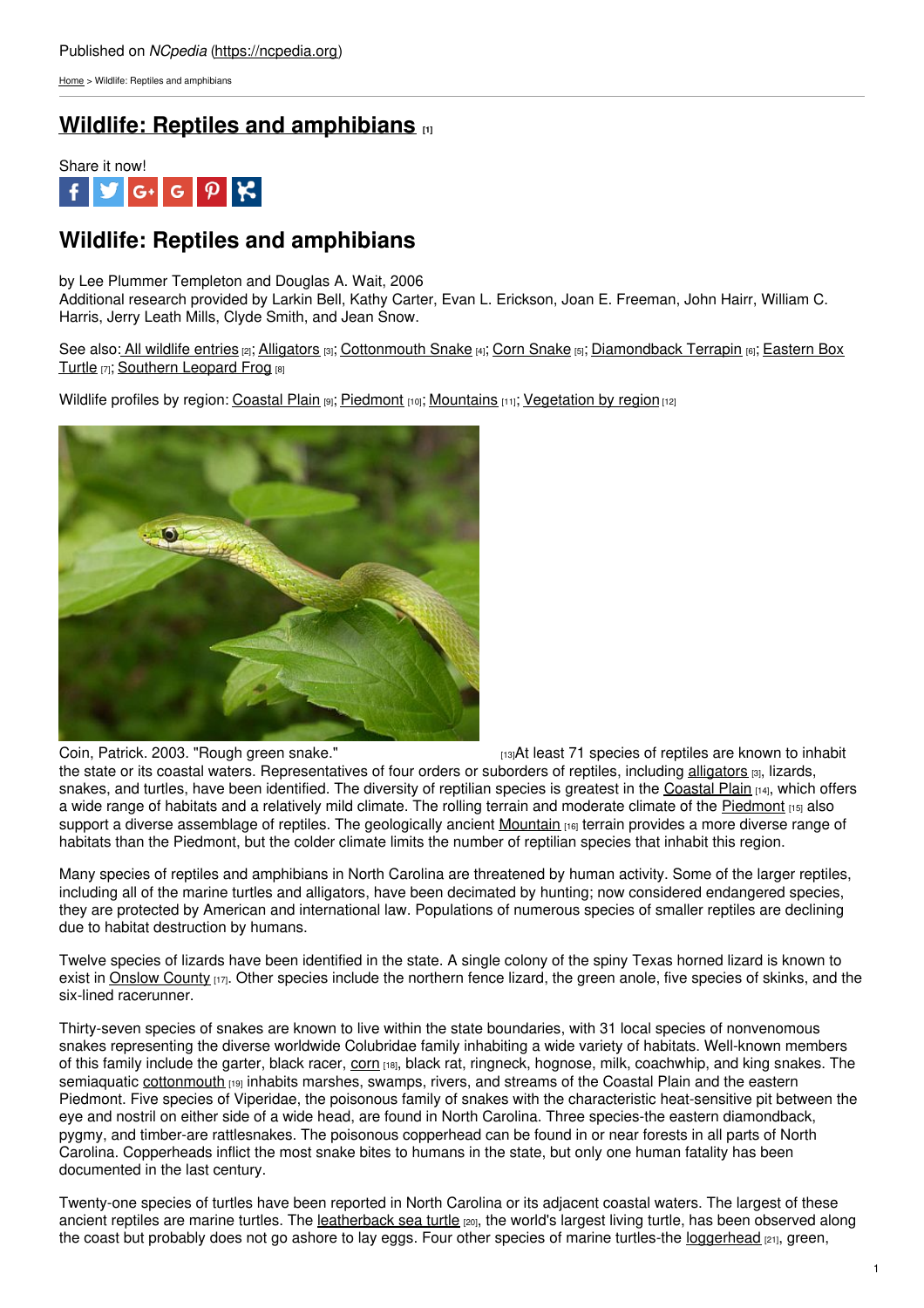Published on *NCpedia* (https://ncpedia.org)

Home > Wildlife: Reptiles and amphibians

# Wildlife: Reptiles and amphibians [1]

Share it now!

## Wildlife: Reptiles and amphibians

by Lee Plummer Templeton and Douglas A. Wait, 2006
Additional research provided by Larkin Bell, Kathy Carter, Evan L. Erickson, Joan E. Freeman, John Hairr, William C. Harris, Jerry Leath Mills, Clyde Smith, and Jean Snow.

See also: All wildlife entries [2]; Alligators [3]; Cottonmouth Snake [4]; Corn Snake [5]; Diamondback Terrapin [6]; Eastern Box Turtle [7]; Southern Leopard Frog [8]

Wildlife profiles by region: Coastal Plain [9]; Piedmont [10]; Mountains [11]; Vegetation by region [12]

Coin, Patrick. 2003. "Rough green snake." [13]

At least 71 species of reptiles are known to inhabit the state or its coastal waters. Representatives of four orders or suborders of reptiles, including alligators [3], lizards, snakes, and turtles, have been identified. The diversity of reptilian species is greatest in the Coastal Plain [14], which offers a wide range of habitats and a relatively mild climate. The rolling terrain and moderate climate of the Piedmont [15] also support a diverse assemblage of reptiles. The geologically ancient Mountain [16] terrain provides a more diverse range of habitats than the Piedmont, but the colder climate limits the number of reptilian species that inhabit this region.

Many species of reptiles and amphibians in North Carolina are threatened by human activity. Some of the larger reptiles, including all of the marine turtles and alligators, have been decimated by hunting; now considered endangered species, they are protected by American and international law. Populations of numerous species of smaller reptiles are declining due to habitat destruction by humans.

Twelve species of lizards have been identified in the state. A single colony of the spiny Texas horned lizard is known to exist in Onslow County [17]. Other species include the northern fence lizard, the green anole, five species of skinks, and the six-lined racerunner.

Thirty-seven species of snakes are known to live within the state boundaries, with 31 local species of nonvenomous snakes representing the diverse worldwide Colubridae family inhabiting a wide variety of habitats. Well-known members of this family include the garter, black racer, corn [18], black rat, ringneck, hognose, milk, coachwhip, and king snakes. The semiaquatic cottonmouth [19] inhabits marshes, swamps, rivers, and streams of the Coastal Plain and the eastern Piedmont. Five species of Viperidae, the poisonous family of snakes with the characteristic heat-sensitive pit between the eye and nostril on either side of a wide head, are found in North Carolina. Three species-the eastern diamondback, pygmy, and timber-are rattlesnakes. The poisonous copperhead can be found in or near forests in all parts of North Carolina. Copperheads inflict the most snake bites to humans in the state, but only one human fatality has been documented in the last century.

Twenty-one species of turtles have been reported in North Carolina or its adjacent coastal waters. The largest of these ancient reptiles are marine turtles. The leatherback sea turtle [20], the world's largest living turtle, has been observed along the coast but probably does not go ashore to lay eggs. Four other species of marine turtles-the loggerhead [21], green,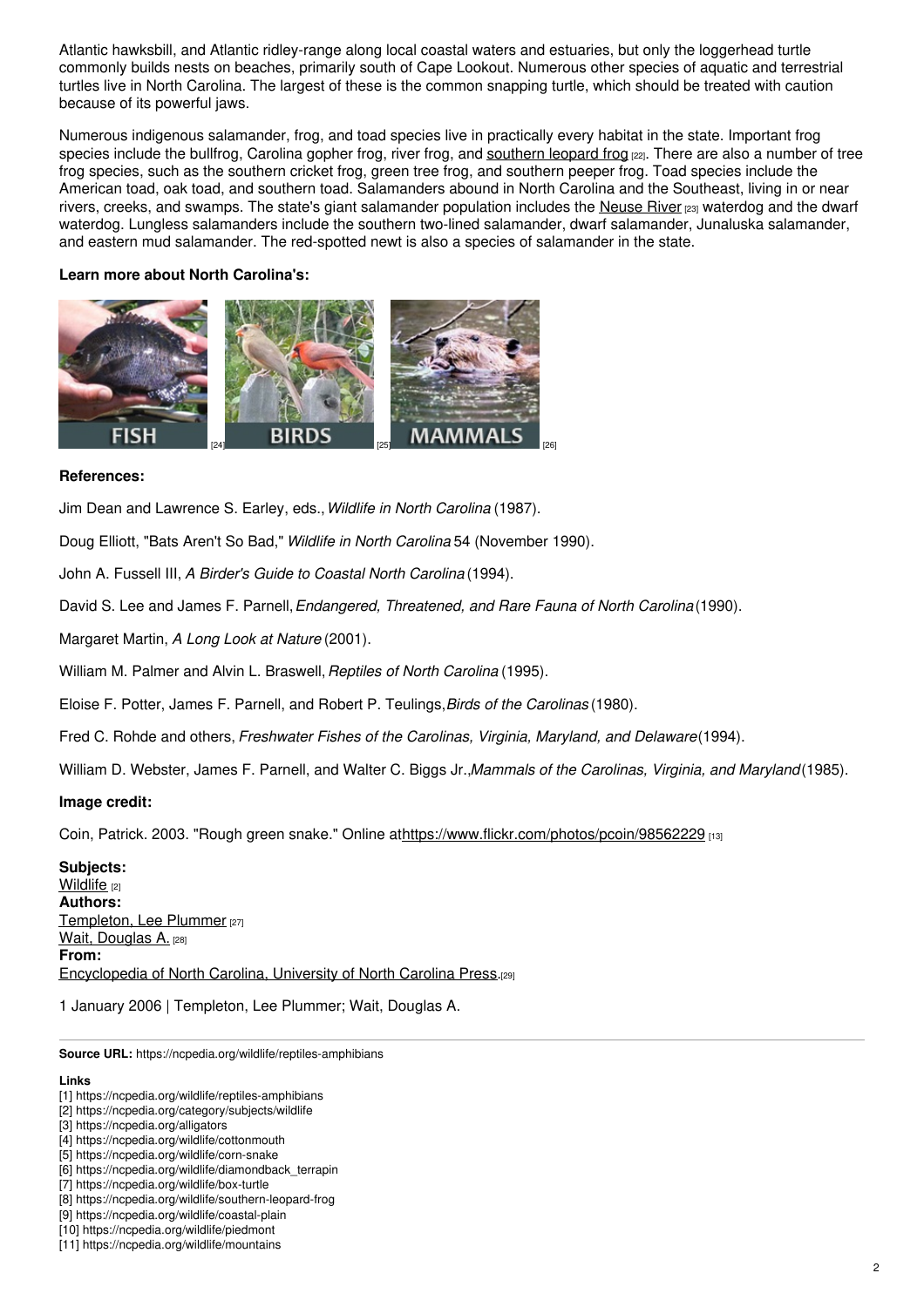Atlantic hawksbill, and Atlantic ridley-range along local coastal waters and estuaries, but only the loggerhead turtle commonly builds nests on beaches, primarily south of Cape Lookout. Numerous other species of aquatic and terrestrial turtles live in North Carolina. The largest of these is the common snapping turtle, which should be treated with caution because of its powerful jaws.

Numerous indigenous salamander, frog, and toad species live in practically every habitat in the state. Important frog species include the bullfrog, Carolina gopher frog, river frog, and southern leopard frog [22]. There are also a number of tree frog species, such as the southern cricket frog, green tree frog, and southern peeper frog. Toad species include the American toad, oak toad, and southern toad. Salamanders abound in North Carolina and the Southeast, living in or near rivers, creeks, and swamps. The state's giant salamander population includes the Neuse River [23] waterdog and the dwarf waterdog. Lungless salamanders include the southern two-lined salamander, dwarf salamander, Junaluska salamander, and eastern mud salamander. The red-spotted newt is also a species of salamander in the state.

**Learn more about North Carolina's:**

FISH [24] BIRDS [25] MAMMALS [26]

**References:**

Jim Dean and Lawrence S. Earley, eds., *Wildlife in North Carolina* (1987).

Doug Elliott, "Bats Aren't So Bad," *Wildlife in North Carolina* 54 (November 1990).

John A. Fussell III, *A Birder's Guide to Coastal North Carolina* (1994).

David S. Lee and James F. Parnell, *Endangered, Threatened, and Rare Fauna of North Carolina* (1990).

Margaret Martin, *A Long Look at Nature* (2001).

William M. Palmer and Alvin L. Braswell, *Reptiles of North Carolina* (1995).

Eloise F. Potter, James F. Parnell, and Robert P. Teulings, *Birds of the Carolinas* (1980).

Fred C. Rohde and others, *Freshwater Fishes of the Carolinas, Virginia, Maryland, and Delaware* (1994).

William D. Webster, James F. Parnell, and Walter C. Biggs Jr., *Mammals of the Carolinas, Virginia, and Maryland* (1985).

**Image credit:**

Coin, Patrick. 2003. "Rough green snake." Online at https://www.flickr.com/photos/pcoin/98562229 [13]

**Subjects:**
Wildlife [2]
**Authors:**
Templeton, Lee Plummer [27]
Wait, Douglas A. [28]
**From:**
Encyclopedia of North Carolina, University of North Carolina Press. [29]

1 January 2006 | Templeton, Lee Plummer; Wait, Douglas A.

---

**Source URL:** https://ncpedia.org/wildlife/reptiles-amphibians

**Links**
[1] https://ncpedia.org/wildlife/reptiles-amphibians
[2] https://ncpedia.org/category/subjects/wildlife
[3] https://ncpedia.org/alligators
[4] https://ncpedia.org/wildlife/cottonmouth
[5] https://ncpedia.org/wildlife/corn-snake
[6] https://ncpedia.org/wildlife/diamondback_terrapin
[7] https://ncpedia.org/wildlife/box-turtle
[8] https://ncpedia.org/wildlife/southern-leopard-frog
[9] https://ncpedia.org/wildlife/coastal-plain
[10] https://ncpedia.org/wildlife/piedmont
[11] https://ncpedia.org/wildlife/mountains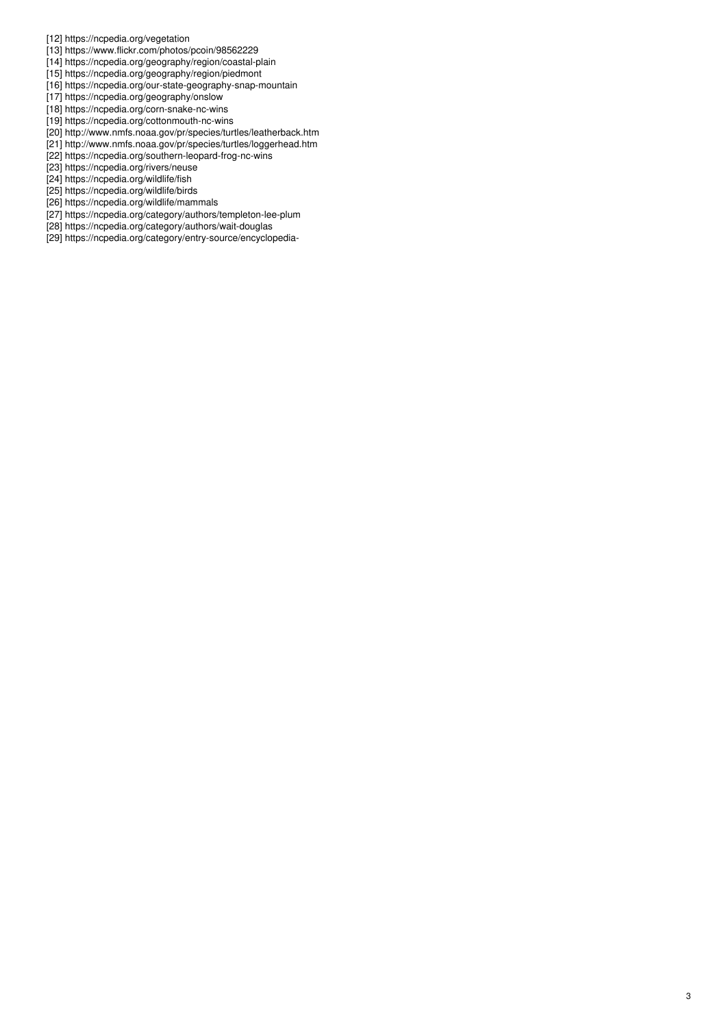[12] https://ncpedia.org/vegetation
[13] https://www.flickr.com/photos/pcoin/98562229
[14] https://ncpedia.org/geography/region/coastal-plain
[15] https://ncpedia.org/geography/region/piedmont
[16] https://ncpedia.org/our-state-geography-snap-mountain
[17] https://ncpedia.org/geography/onslow
[18] https://ncpedia.org/corn-snake-nc-wins
[19] https://ncpedia.org/cottonmouth-nc-wins
[20] http://www.nmfs.noaa.gov/pr/species/turtles/leatherback.htm
[21] http://www.nmfs.noaa.gov/pr/species/turtles/loggerhead.htm
[22] https://ncpedia.org/southern-leopard-frog-nc-wins
[23] https://ncpedia.org/rivers/neuse
[24] https://ncpedia.org/wildlife/fish
[25] https://ncpedia.org/wildlife/birds
[26] https://ncpedia.org/wildlife/mammals
[27] https://ncpedia.org/category/authors/templeton-lee-plum
[28] https://ncpedia.org/category/authors/wait-douglas
[29] https://ncpedia.org/category/entry-source/encyclopedia-